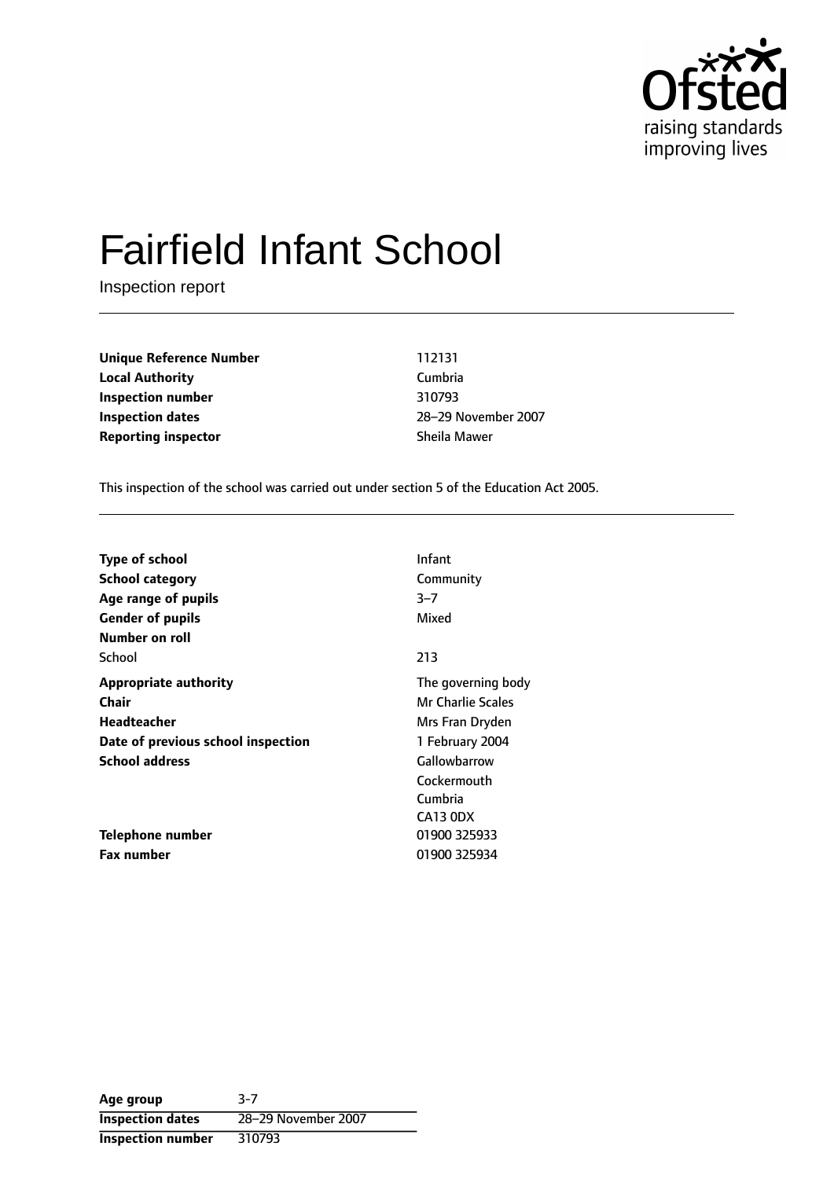# Fairfield Infant School

Inspection report

| | |
|---|---|
| **Unique Reference Number** | 112131 |
| **Local Authority** | Cumbria |
| **Inspection number** | 310793 |
| **Inspection dates** | 28–29 November 2007 |
| **Reporting inspector** | Sheila Mawer |

This inspection of the school was carried out under section 5 of the Education Act 2005.

| | |
|---|---|
| **Type of school** | Infant |
| **School category** | Community |
| **Age range of pupils** | 3–7 |
| **Gender of pupils** | Mixed |
| **Number on roll** | |
| School | 213 |
| **Appropriate authority** | The governing body |
| **Chair** | Mr Charlie Scales |
| **Headteacher** | Mrs Fran Dryden |
| **Date of previous school inspection** | 1 February 2004 |
| **School address** | Gallowbarrow<br>Cockermouth<br>Cumbria<br>CA13 0DX |
| **Telephone number** | 01900 325933 |
| **Fax number** | 01900 325934 |

| | |
|---|---|
| **Age group** | 3-7 |
| **Inspection dates** | 28–29 November 2007 |
| **Inspection number** | 310793 |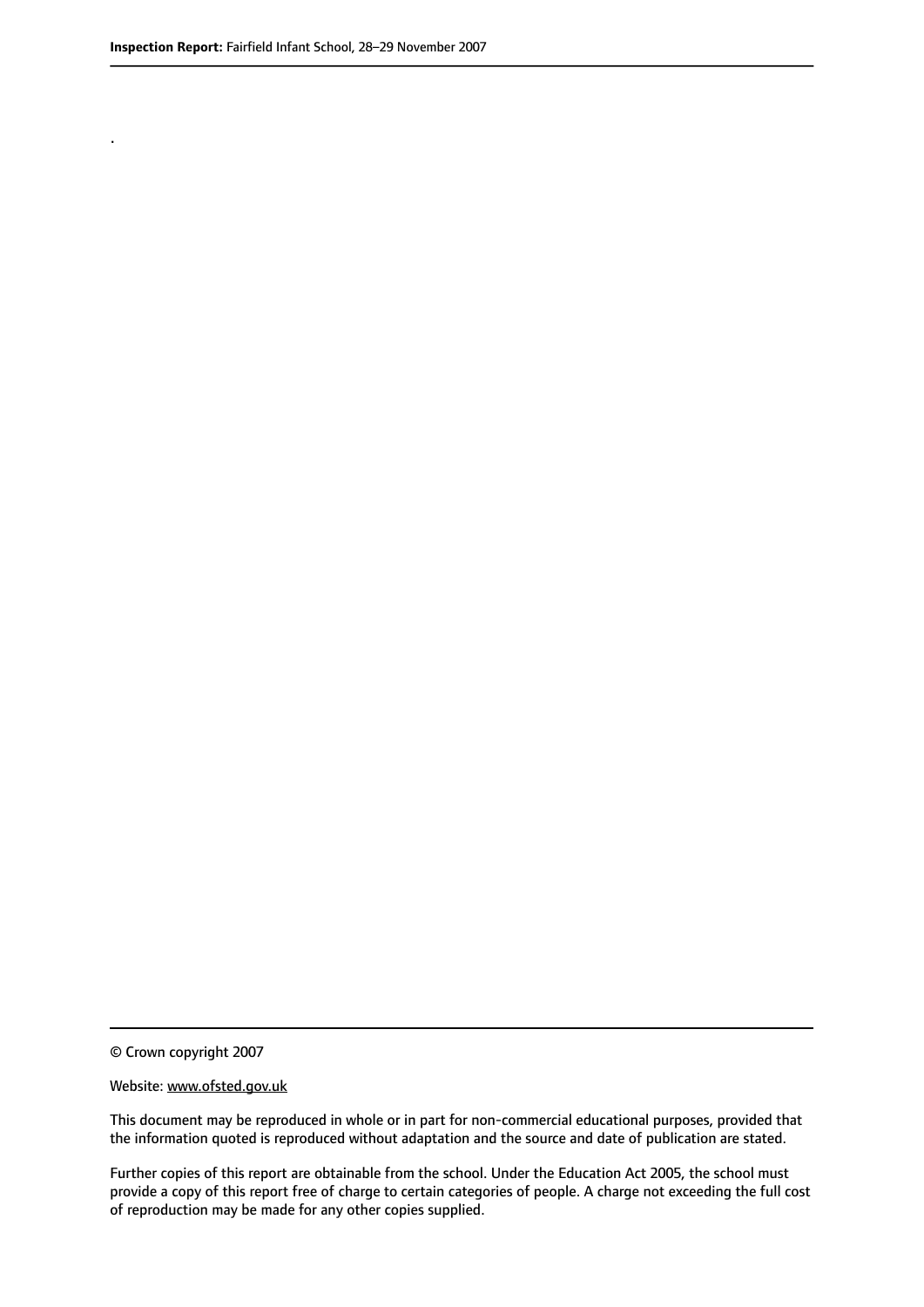.

© Crown copyright 2007

Website: www.ofsted.gov.uk

This document may be reproduced in whole or in part for non-commercial educational purposes, provided that the information quoted is reproduced without adaptation and the source and date of publication are stated.

Further copies of this report are obtainable from the school. Under the Education Act 2005, the school must provide a copy of this report free of charge to certain categories of people. A charge not exceeding the full cost of reproduction may be made for any other copies supplied.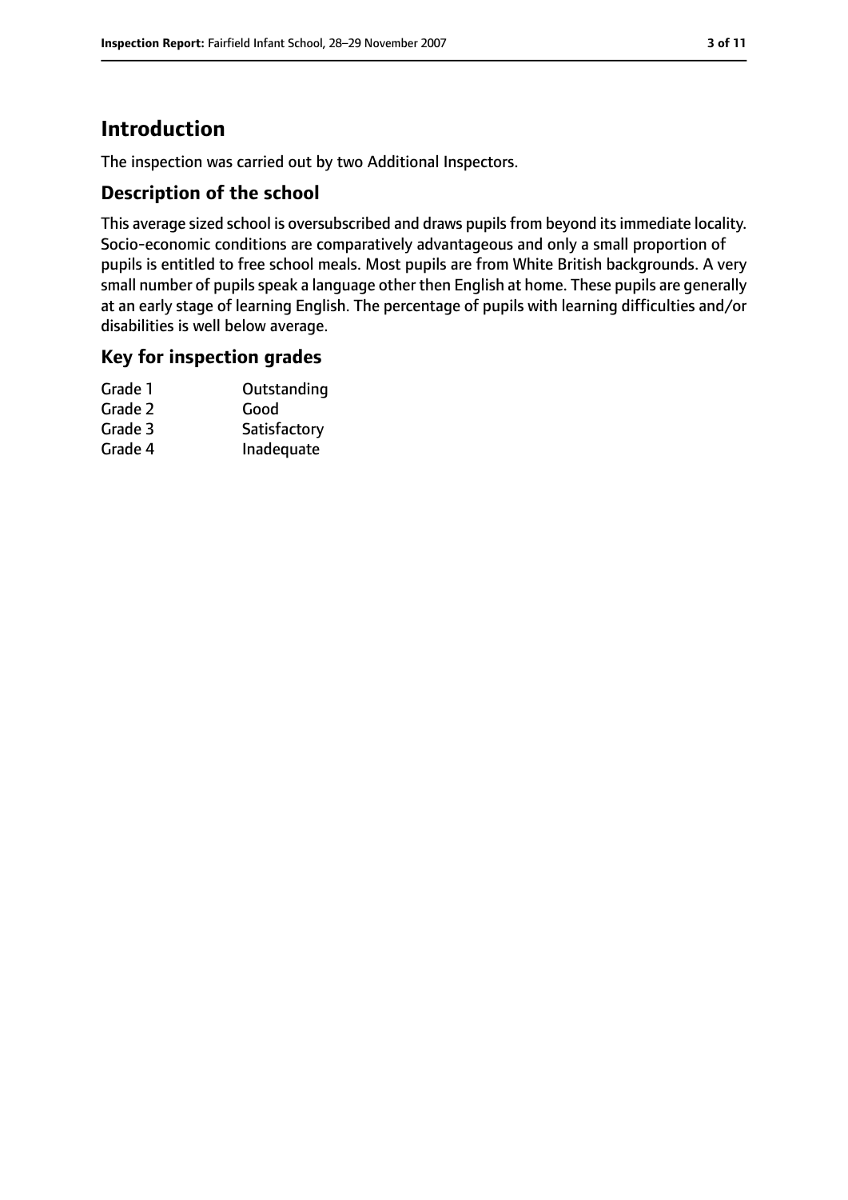# Introduction

The inspection was carried out by two Additional Inspectors.

## Description of the school

This average sized school is oversubscribed and draws pupils from beyond its immediate locality. Socio-economic conditions are comparatively advantageous and only a small proportion of pupils is entitled to free school meals. Most pupils are from White British backgrounds. A very small number of pupils speak a language other then English at home. These pupils are generally at an early stage of learning English. The percentage of pupils with learning difficulties and/or disabilities is well below average.

## Key for inspection grades

| | |
|---|---|
| Grade 1 | Outstanding |
| Grade 2 | Good |
| Grade 3 | Satisfactory |
| Grade 4 | Inadequate |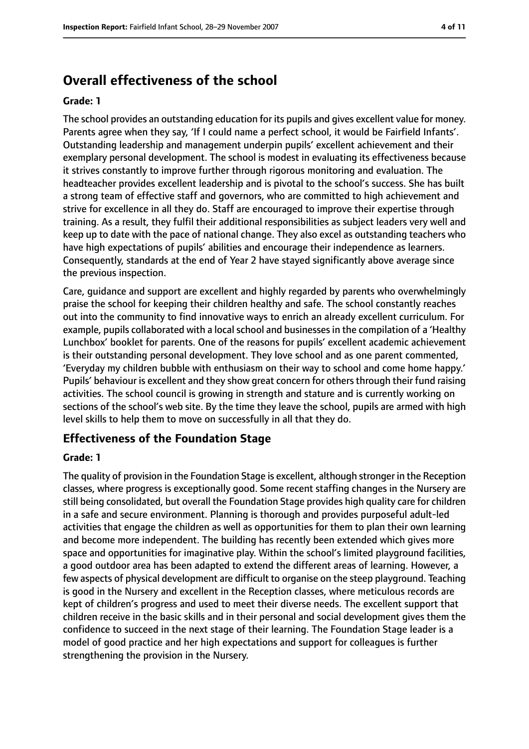## Overall effectiveness of the school

**Grade: 1**

The school provides an outstanding education for its pupils and gives excellent value for money. Parents agree when they say, 'If I could name a perfect school, it would be Fairfield Infants'. Outstanding leadership and management underpin pupils' excellent achievement and their exemplary personal development. The school is modest in evaluating its effectiveness because it strives constantly to improve further through rigorous monitoring and evaluation. The headteacher provides excellent leadership and is pivotal to the school's success. She has built a strong team of effective staff and governors, who are committed to high achievement and strive for excellence in all they do. Staff are encouraged to improve their expertise through training. As a result, they fulfil their additional responsibilities as subject leaders very well and keep up to date with the pace of national change. They also excel as outstanding teachers who have high expectations of pupils' abilities and encourage their independence as learners. Consequently, standards at the end of Year 2 have stayed significantly above average since the previous inspection.

Care, guidance and support are excellent and highly regarded by parents who overwhelmingly praise the school for keeping their children healthy and safe. The school constantly reaches out into the community to find innovative ways to enrich an already excellent curriculum. For example, pupils collaborated with a local school and businesses in the compilation of a 'Healthy Lunchbox' booklet for parents. One of the reasons for pupils' excellent academic achievement is their outstanding personal development. They love school and as one parent commented, 'Everyday my children bubble with enthusiasm on their way to school and come home happy.' Pupils' behaviour is excellent and they show great concern for others through their fund raising activities. The school council is growing in strength and stature and is currently working on sections of the school's web site. By the time they leave the school, pupils are armed with high level skills to help them to move on successfully in all that they do.

## Effectiveness of the Foundation Stage

**Grade: 1**

The quality of provision in the Foundation Stage is excellent, although stronger in the Reception classes, where progress is exceptionally good. Some recent staffing changes in the Nursery are still being consolidated, but overall the Foundation Stage provides high quality care for children in a safe and secure environment. Planning is thorough and provides purposeful adult-led activities that engage the children as well as opportunities for them to plan their own learning and become more independent. The building has recently been extended which gives more space and opportunities for imaginative play. Within the school's limited playground facilities, a good outdoor area has been adapted to extend the different areas of learning. However, a few aspects of physical development are difficult to organise on the steep playground. Teaching is good in the Nursery and excellent in the Reception classes, where meticulous records are kept of children's progress and used to meet their diverse needs. The excellent support that children receive in the basic skills and in their personal and social development gives them the confidence to succeed in the next stage of their learning. The Foundation Stage leader is a model of good practice and her high expectations and support for colleagues is further strengthening the provision in the Nursery.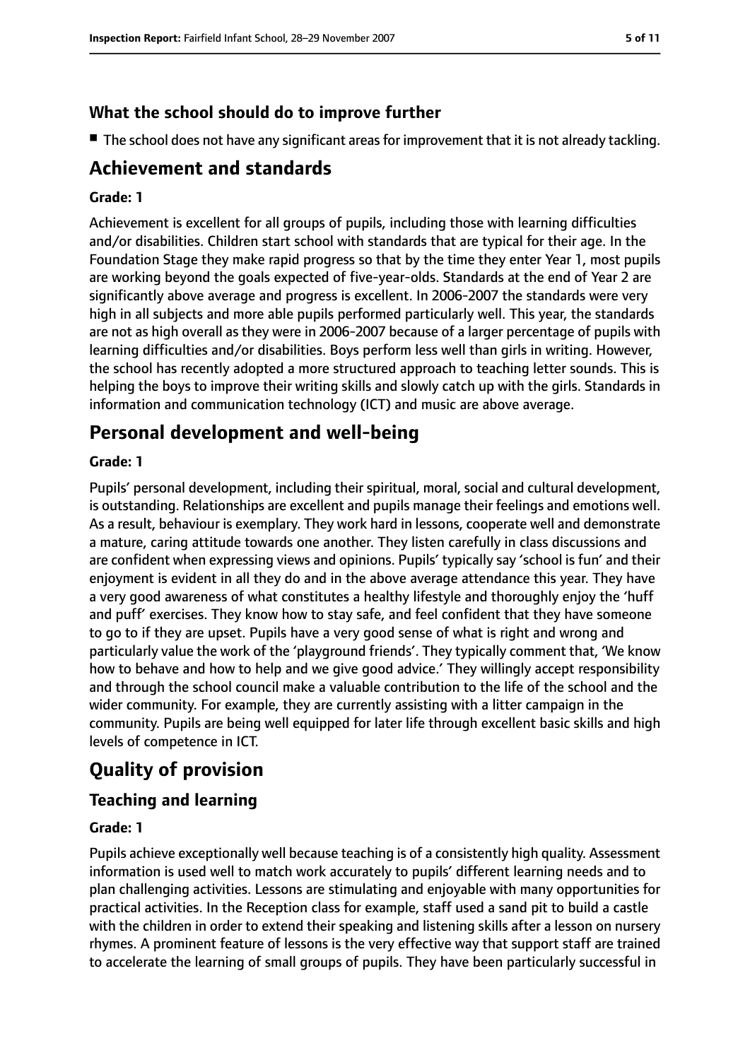### What the school should do to improve further

- The school does not have any significant areas for improvement that it is not already tackling.

## Achievement and standards

**Grade: 1**

Achievement is excellent for all groups of pupils, including those with learning difficulties and/or disabilities. Children start school with standards that are typical for their age. In the Foundation Stage they make rapid progress so that by the time they enter Year 1, most pupils are working beyond the goals expected of five-year-olds. Standards at the end of Year 2 are significantly above average and progress is excellent. In 2006-2007 the standards were very high in all subjects and more able pupils performed particularly well. This year, the standards are not as high overall as they were in 2006-2007 because of a larger percentage of pupils with learning difficulties and/or disabilities. Boys perform less well than girls in writing. However, the school has recently adopted a more structured approach to teaching letter sounds. This is helping the boys to improve their writing skills and slowly catch up with the girls. Standards in information and communication technology (ICT) and music are above average.

## Personal development and well-being

**Grade: 1**

Pupils' personal development, including their spiritual, moral, social and cultural development, is outstanding. Relationships are excellent and pupils manage their feelings and emotions well. As a result, behaviour is exemplary. They work hard in lessons, cooperate well and demonstrate a mature, caring attitude towards one another. They listen carefully in class discussions and are confident when expressing views and opinions. Pupils' typically say 'school is fun' and their enjoyment is evident in all they do and in the above average attendance this year. They have a very good awareness of what constitutes a healthy lifestyle and thoroughly enjoy the 'huff and puff' exercises. They know how to stay safe, and feel confident that they have someone to go to if they are upset. Pupils have a very good sense of what is right and wrong and particularly value the work of the 'playground friends'. They typically comment that, 'We know how to behave and how to help and we give good advice.' They willingly accept responsibility and through the school council make a valuable contribution to the life of the school and the wider community. For example, they are currently assisting with a litter campaign in the community. Pupils are being well equipped for later life through excellent basic skills and high levels of competence in ICT.

# Quality of provision

## Teaching and learning

**Grade: 1**

Pupils achieve exceptionally well because teaching is of a consistently high quality. Assessment information is used well to match work accurately to pupils' different learning needs and to plan challenging activities. Lessons are stimulating and enjoyable with many opportunities for practical activities. In the Reception class for example, staff used a sand pit to build a castle with the children in order to extend their speaking and listening skills after a lesson on nursery rhymes. A prominent feature of lessons is the very effective way that support staff are trained to accelerate the learning of small groups of pupils. They have been particularly successful in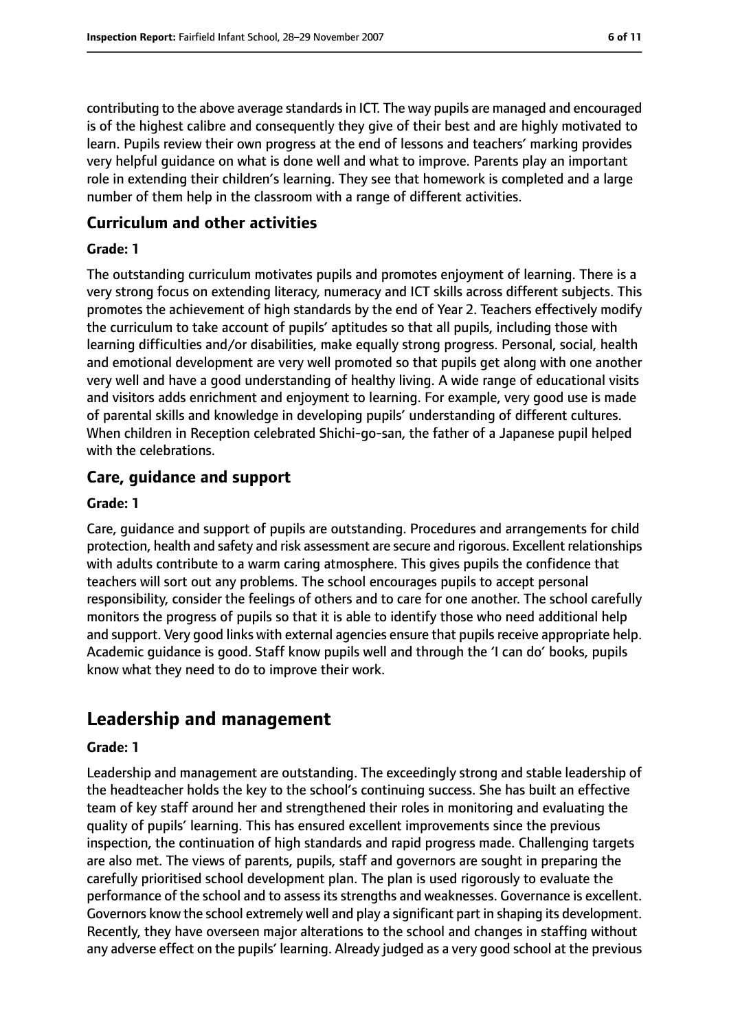contributing to the above average standards in ICT. The way pupils are managed and encouraged is of the highest calibre and consequently they give of their best and are highly motivated to learn. Pupils review their own progress at the end of lessons and teachers' marking provides very helpful guidance on what is done well and what to improve. Parents play an important role in extending their children's learning. They see that homework is completed and a large number of them help in the classroom with a range of different activities.

### Curriculum and other activities

**Grade: 1**

The outstanding curriculum motivates pupils and promotes enjoyment of learning. There is a very strong focus on extending literacy, numeracy and ICT skills across different subjects. This promotes the achievement of high standards by the end of Year 2. Teachers effectively modify the curriculum to take account of pupils' aptitudes so that all pupils, including those with learning difficulties and/or disabilities, make equally strong progress. Personal, social, health and emotional development are very well promoted so that pupils get along with one another very well and have a good understanding of healthy living. A wide range of educational visits and visitors adds enrichment and enjoyment to learning. For example, very good use is made of parental skills and knowledge in developing pupils' understanding of different cultures. When children in Reception celebrated Shichi-go-san, the father of a Japanese pupil helped with the celebrations.

### Care, guidance and support

**Grade: 1**

Care, guidance and support of pupils are outstanding. Procedures and arrangements for child protection, health and safety and risk assessment are secure and rigorous. Excellent relationships with adults contribute to a warm caring atmosphere. This gives pupils the confidence that teachers will sort out any problems. The school encourages pupils to accept personal responsibility, consider the feelings of others and to care for one another. The school carefully monitors the progress of pupils so that it is able to identify those who need additional help and support. Very good links with external agencies ensure that pupils receive appropriate help. Academic guidance is good. Staff know pupils well and through the 'I can do' books, pupils know what they need to do to improve their work.

## Leadership and management

**Grade: 1**

Leadership and management are outstanding. The exceedingly strong and stable leadership of the headteacher holds the key to the school's continuing success. She has built an effective team of key staff around her and strengthened their roles in monitoring and evaluating the quality of pupils' learning. This has ensured excellent improvements since the previous inspection, the continuation of high standards and rapid progress made. Challenging targets are also met. The views of parents, pupils, staff and governors are sought in preparing the carefully prioritised school development plan. The plan is used rigorously to evaluate the performance of the school and to assess its strengths and weaknesses. Governance is excellent. Governors know the school extremely well and play a significant part in shaping its development. Recently, they have overseen major alterations to the school and changes in staffing without any adverse effect on the pupils' learning. Already judged as a very good school at the previous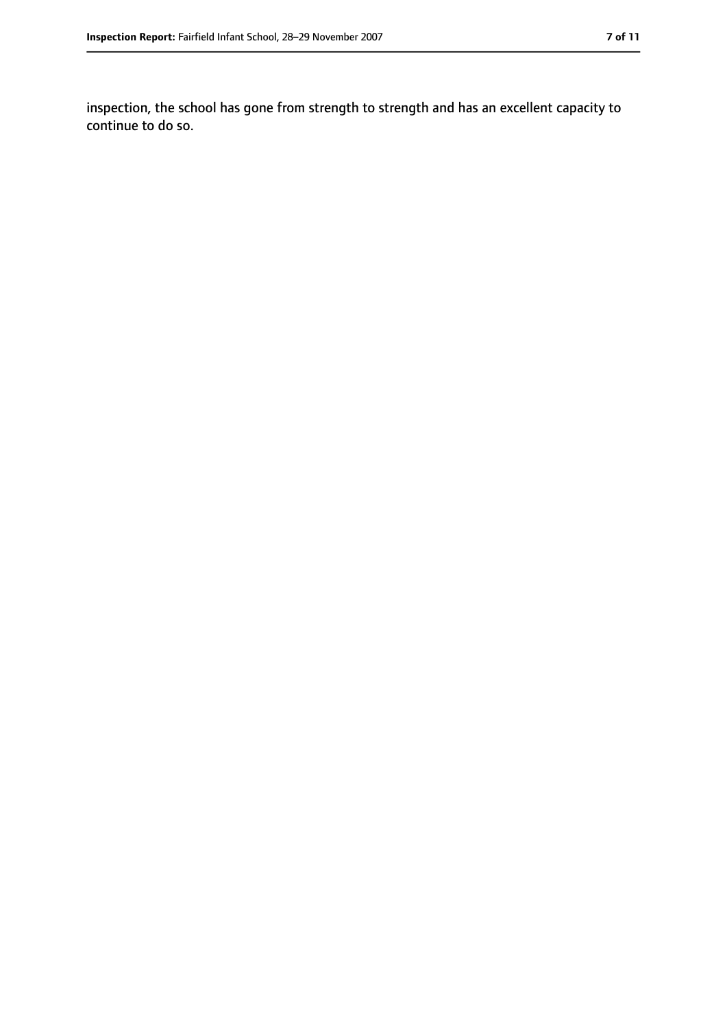inspection, the school has gone from strength to strength and has an excellent capacity to continue to do so.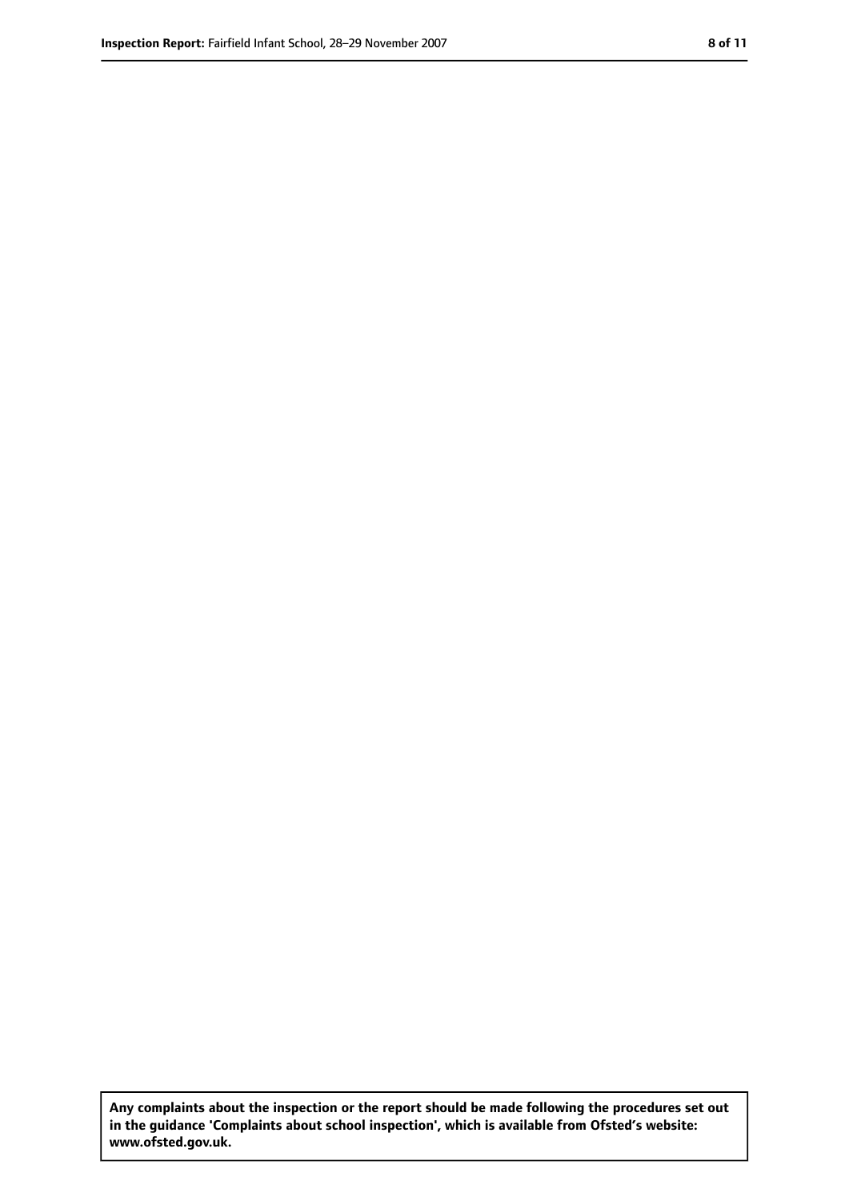**Any complaints about the inspection or the report should be made following the procedures set out in the guidance 'Complaints about school inspection', which is available from Ofsted's website: www.ofsted.gov.uk.**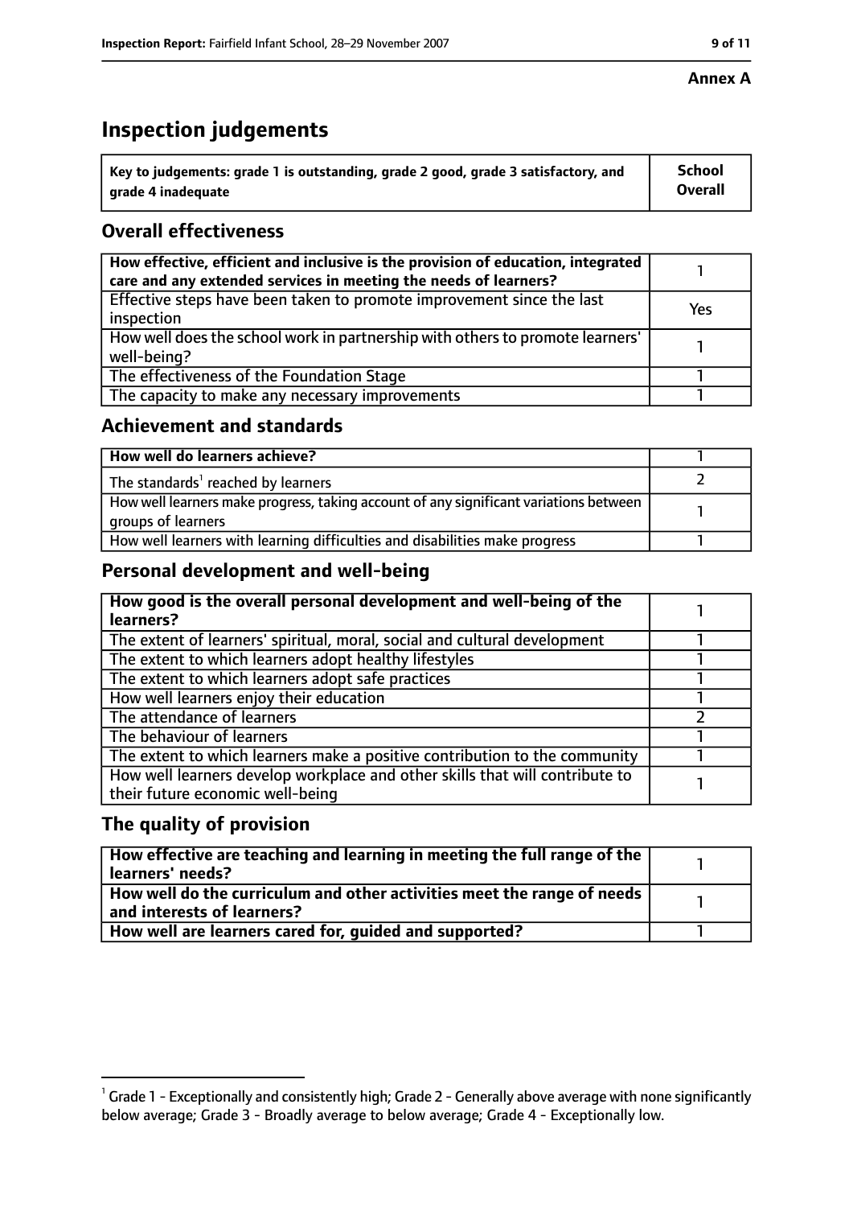**Annex A**

# Inspection judgements

| Key to judgements: grade 1 is outstanding, grade 2 good, grade 3 satisfactory, and grade 4 inadequate | School Overall |
|---|---|

## Overall effectiveness

| | |
|---|---|
| How effective, efficient and inclusive is the provision of education, integrated care and any extended services in meeting the needs of learners? | 1 |
| Effective steps have been taken to promote improvement since the last inspection | Yes |
| How well does the school work in partnership with others to promote learners' well-being? | 1 |
| The effectiveness of the Foundation Stage | 1 |
| The capacity to make any necessary improvements | 1 |

## Achievement and standards

| | |
|---|---|
| How well do learners achieve? | 1 |
| The standards[1] reached by learners | 2 |
| How well learners make progress, taking account of any significant variations between groups of learners | 1 |
| How well learners with learning difficulties and disabilities make progress | 1 |

## Personal development and well-being

| | |
|---|---|
| How good is the overall personal development and well-being of the learners? | 1 |
| The extent of learners' spiritual, moral, social and cultural development | 1 |
| The extent to which learners adopt healthy lifestyles | 1 |
| The extent to which learners adopt safe practices | 1 |
| How well learners enjoy their education | 1 |
| The attendance of learners | 2 |
| The behaviour of learners | 1 |
| The extent to which learners make a positive contribution to the community | 1 |
| How well learners develop workplace and other skills that will contribute to their future economic well-being | 1 |

## The quality of provision

| | |
|---|---|
| How effective are teaching and learning in meeting the full range of the learners' needs? | 1 |
| How well do the curriculum and other activities meet the range of needs and interests of learners? | 1 |
| How well are learners cared for, guided and supported? | 1 |

[1] Grade 1 - Exceptionally and consistently high; Grade 2 - Generally above average with none significantly below average; Grade 3 - Broadly average to below average; Grade 4 - Exceptionally low.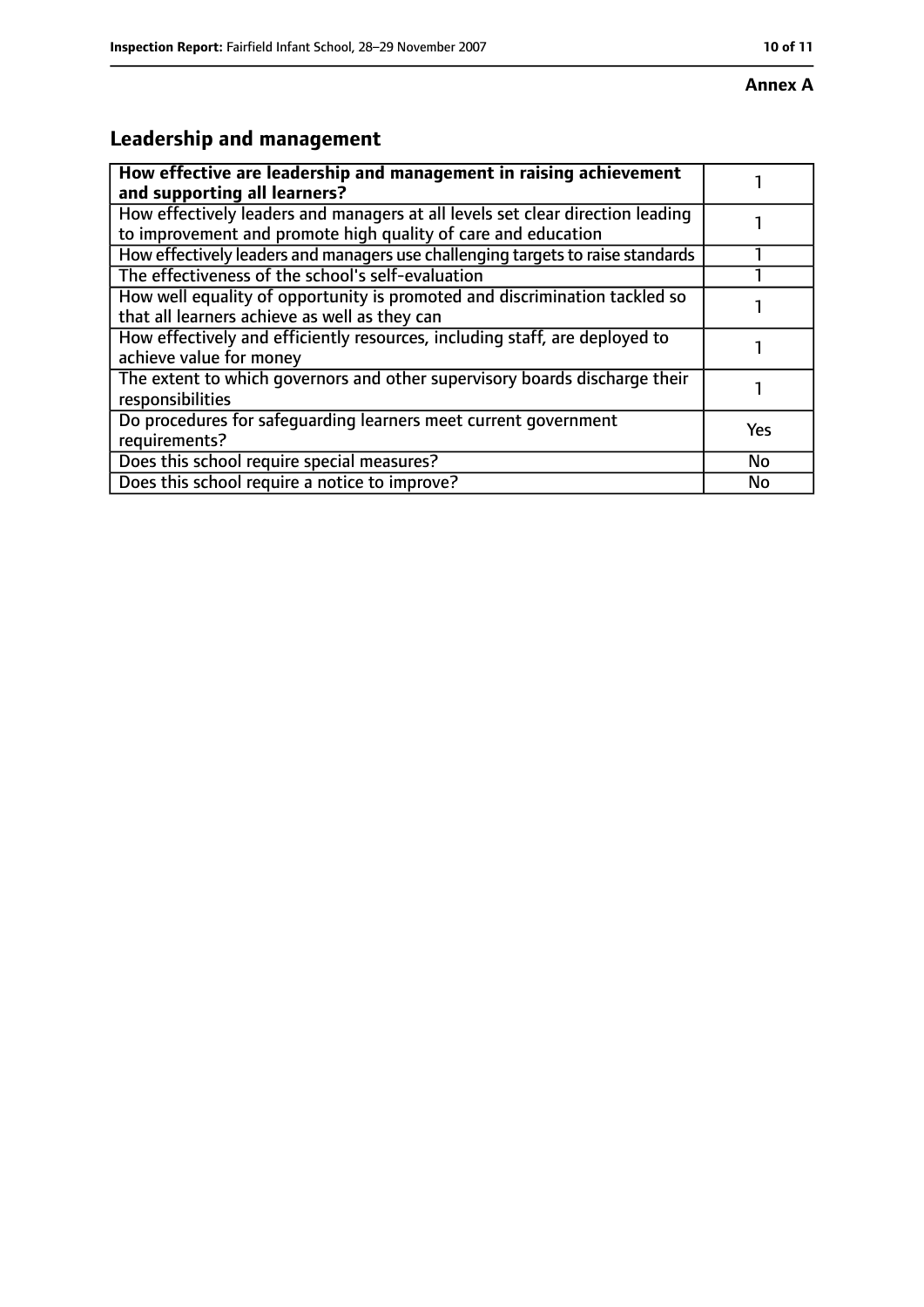**Annex A**

## Leadership and management

| **How effective are leadership and management in raising achievement and supporting all learners?** | 1 |
|---|---|
| How effectively leaders and managers at all levels set clear direction leading to improvement and promote high quality of care and education | 1 |
| How effectively leaders and managers use challenging targets to raise standards | 1 |
| The effectiveness of the school's self-evaluation | 1 |
| How well equality of opportunity is promoted and discrimination tackled so that all learners achieve as well as they can | 1 |
| How effectively and efficiently resources, including staff, are deployed to achieve value for money | 1 |
| The extent to which governors and other supervisory boards discharge their responsibilities | 1 |
| Do procedures for safeguarding learners meet current government requirements? | Yes |
| Does this school require special measures? | No |
| Does this school require a notice to improve? | No |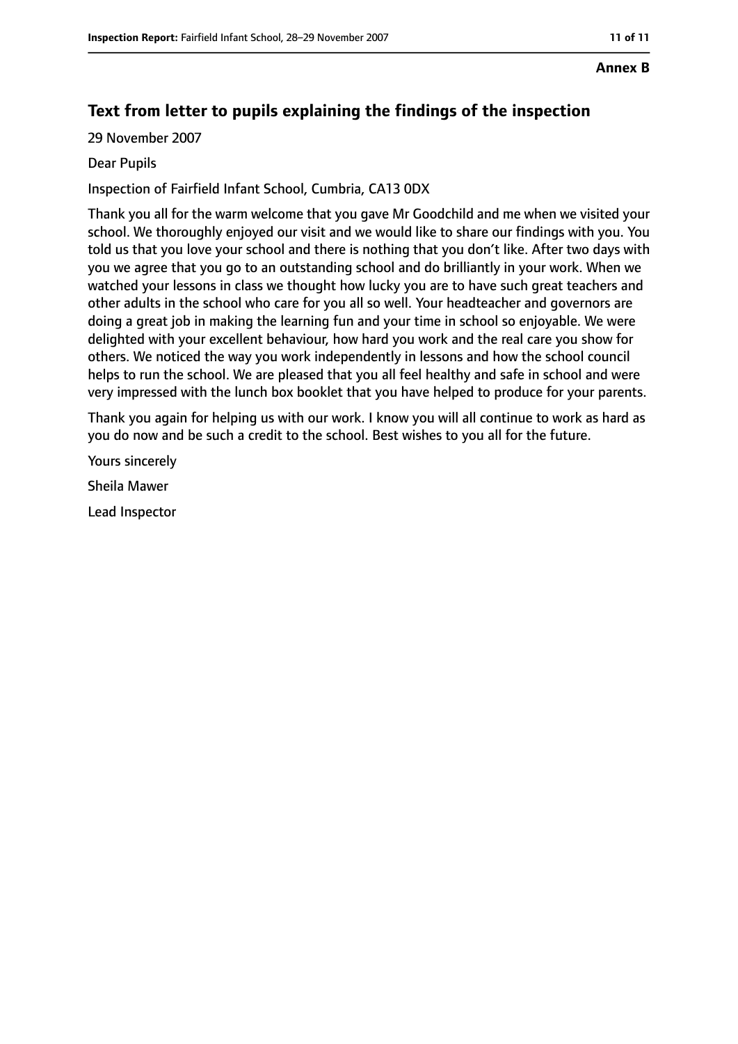**Annex B**

## Text from letter to pupils explaining the findings of the inspection

29 November 2007

Dear Pupils

Inspection of Fairfield Infant School, Cumbria, CA13 0DX

Thank you all for the warm welcome that you gave Mr Goodchild and me when we visited your school. We thoroughly enjoyed our visit and we would like to share our findings with you. You told us that you love your school and there is nothing that you don't like. After two days with you we agree that you go to an outstanding school and do brilliantly in your work. When we watched your lessons in class we thought how lucky you are to have such great teachers and other adults in the school who care for you all so well. Your headteacher and governors are doing a great job in making the learning fun and your time in school so enjoyable. We were delighted with your excellent behaviour, how hard you work and the real care you show for others. We noticed the way you work independently in lessons and how the school council helps to run the school. We are pleased that you all feel healthy and safe in school and were very impressed with the lunch box booklet that you have helped to produce for your parents.

Thank you again for helping us with our work. I know you will all continue to work as hard as you do now and be such a credit to the school. Best wishes to you all for the future.

Yours sincerely

Sheila Mawer

Lead Inspector